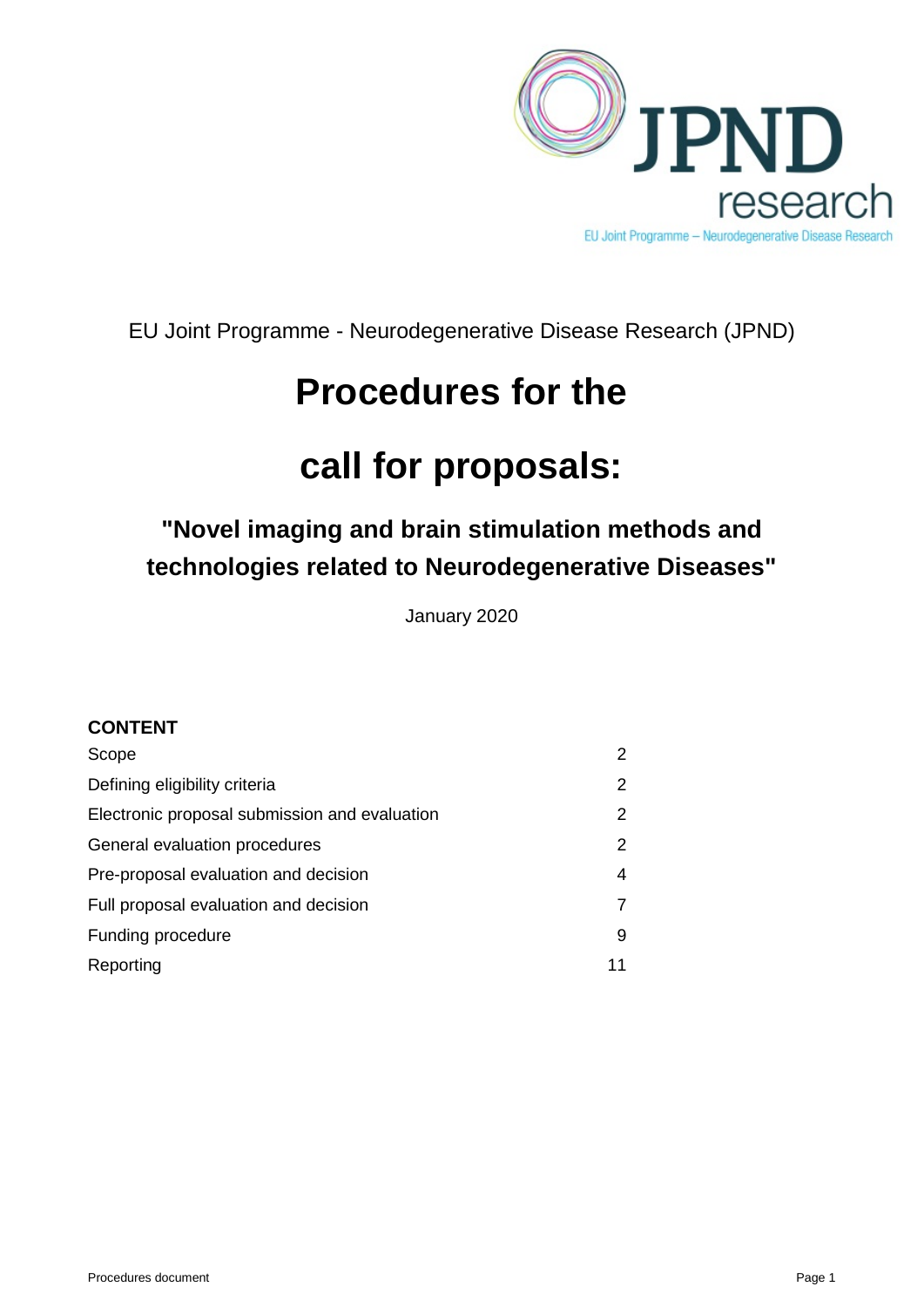EU Joint Programme - Neurodegenerative Disease Research (JPND)

# Procedures for the

# call for proposals:

## "Novel imaging and brain stimulation methods and technologies related to Neurodegenerative Diseases"

January 2020

**CONTENT**

| | |
|---|---|
| Scope | 2 |
| Defining eligibility criteria | 2 |
| Electronic proposal submission and evaluation | 2 |
| General evaluation procedures | 2 |
| Pre-proposal evaluation and decision | 4 |
| Full proposal evaluation and decision | 7 |
| Funding procedure | 9 |
| Reporting | 11 |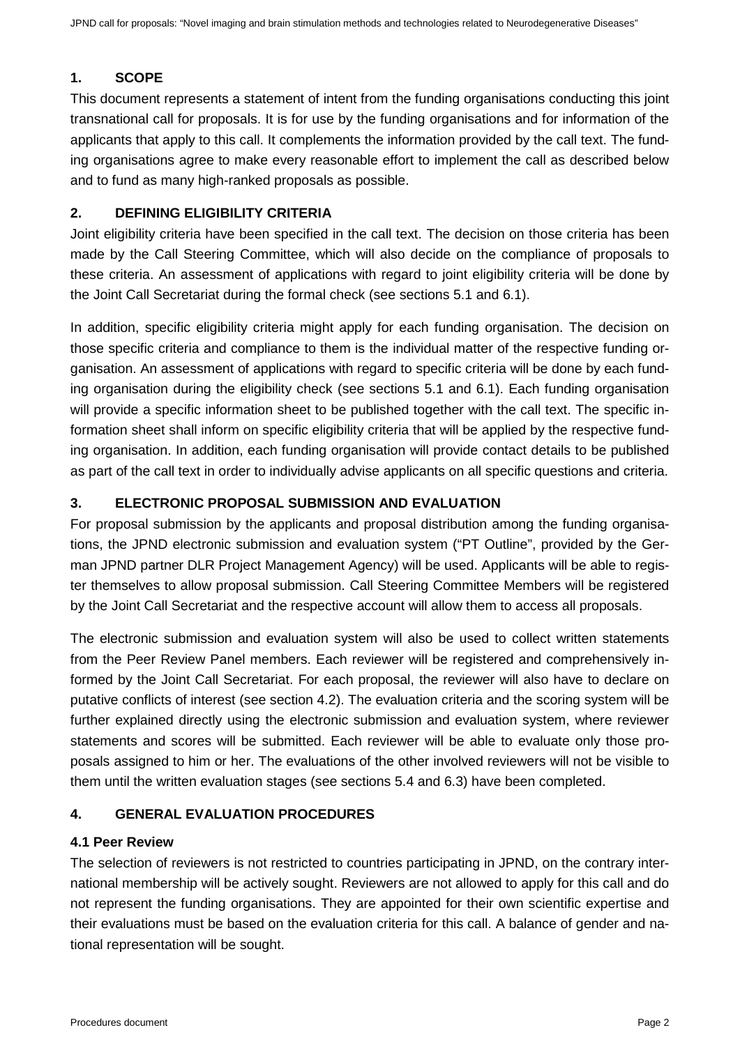## 1. SCOPE

This document represents a statement of intent from the funding organisations conducting this joint transnational call for proposals. It is for use by the funding organisations and for information of the applicants that apply to this call. It complements the information provided by the call text. The funding organisations agree to make every reasonable effort to implement the call as described below and to fund as many high-ranked proposals as possible.

## 2. DEFINING ELIGIBILITY CRITERIA

Joint eligibility criteria have been specified in the call text. The decision on those criteria has been made by the Call Steering Committee, which will also decide on the compliance of proposals to these criteria. An assessment of applications with regard to joint eligibility criteria will be done by the Joint Call Secretariat during the formal check (see sections 5.1 and 6.1).

In addition, specific eligibility criteria might apply for each funding organisation. The decision on those specific criteria and compliance to them is the individual matter of the respective funding organisation. An assessment of applications with regard to specific criteria will be done by each funding organisation during the eligibility check (see sections 5.1 and 6.1). Each funding organisation will provide a specific information sheet to be published together with the call text. The specific information sheet shall inform on specific eligibility criteria that will be applied by the respective funding organisation. In addition, each funding organisation will provide contact details to be published as part of the call text in order to individually advise applicants on all specific questions and criteria.

## 3. ELECTRONIC PROPOSAL SUBMISSION AND EVALUATION

For proposal submission by the applicants and proposal distribution among the funding organisations, the JPND electronic submission and evaluation system ("PT Outline", provided by the German JPND partner DLR Project Management Agency) will be used. Applicants will be able to register themselves to allow proposal submission. Call Steering Committee Members will be registered by the Joint Call Secretariat and the respective account will allow them to access all proposals.

The electronic submission and evaluation system will also be used to collect written statements from the Peer Review Panel members. Each reviewer will be registered and comprehensively informed by the Joint Call Secretariat. For each proposal, the reviewer will also have to declare on putative conflicts of interest (see section 4.2). The evaluation criteria and the scoring system will be further explained directly using the electronic submission and evaluation system, where reviewer statements and scores will be submitted. Each reviewer will be able to evaluate only those proposals assigned to him or her. The evaluations of the other involved reviewers will not be visible to them until the written evaluation stages (see sections 5.4 and 6.3) have been completed.

## 4. GENERAL EVALUATION PROCEDURES

### 4.1 Peer Review

The selection of reviewers is not restricted to countries participating in JPND, on the contrary international membership will be actively sought. Reviewers are not allowed to apply for this call and do not represent the funding organisations. They are appointed for their own scientific expertise and their evaluations must be based on the evaluation criteria for this call. A balance of gender and national representation will be sought.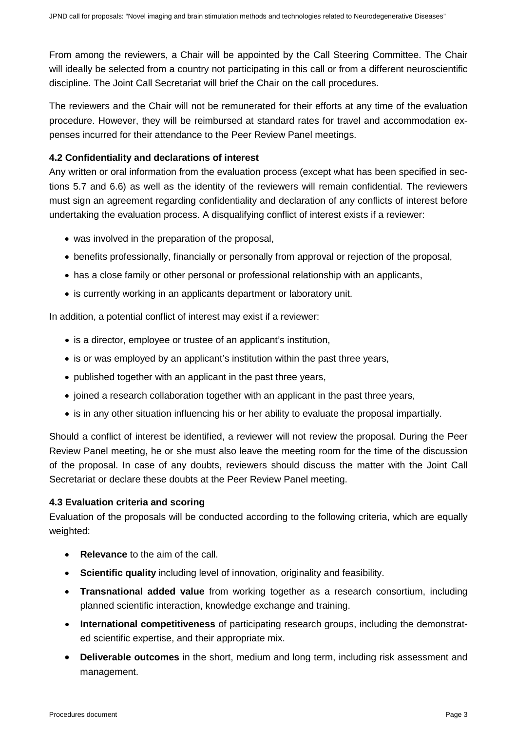From among the reviewers, a Chair will be appointed by the Call Steering Committee. The Chair will ideally be selected from a country not participating in this call or from a different neuroscientific discipline. The Joint Call Secretariat will brief the Chair on the call procedures.

The reviewers and the Chair will not be remunerated for their efforts at any time of the evaluation procedure. However, they will be reimbursed at standard rates for travel and accommodation expenses incurred for their attendance to the Peer Review Panel meetings.

### 4.2 Confidentiality and declarations of interest

Any written or oral information from the evaluation process (except what has been specified in sections 5.7 and 6.6) as well as the identity of the reviewers will remain confidential. The reviewers must sign an agreement regarding confidentiality and declaration of any conflicts of interest before undertaking the evaluation process. A disqualifying conflict of interest exists if a reviewer:

- was involved in the preparation of the proposal,
- benefits professionally, financially or personally from approval or rejection of the proposal,
- has a close family or other personal or professional relationship with an applicants,
- is currently working in an applicants department or laboratory unit.

In addition, a potential conflict of interest may exist if a reviewer:

- is a director, employee or trustee of an applicant's institution,
- is or was employed by an applicant's institution within the past three years,
- published together with an applicant in the past three years,
- joined a research collaboration together with an applicant in the past three years,
- is in any other situation influencing his or her ability to evaluate the proposal impartially.

Should a conflict of interest be identified, a reviewer will not review the proposal. During the Peer Review Panel meeting, he or she must also leave the meeting room for the time of the discussion of the proposal. In case of any doubts, reviewers should discuss the matter with the Joint Call Secretariat or declare these doubts at the Peer Review Panel meeting.

### 4.3 Evaluation criteria and scoring

Evaluation of the proposals will be conducted according to the following criteria, which are equally weighted:

- **Relevance** to the aim of the call.
- **Scientific quality** including level of innovation, originality and feasibility.
- **Transnational added value** from working together as a research consortium, including planned scientific interaction, knowledge exchange and training.
- **International competitiveness** of participating research groups, including the demonstrated scientific expertise, and their appropriate mix.
- **Deliverable outcomes** in the short, medium and long term, including risk assessment and management.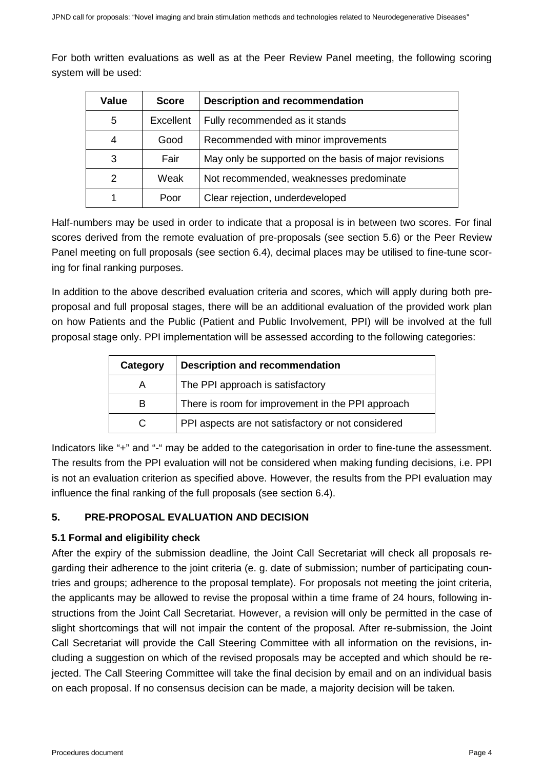For both written evaluations as well as at the Peer Review Panel meeting, the following scoring system will be used:

| Value | Score | Description and recommendation |
|---|---|---|
| 5 | Excellent | Fully recommended as it stands |
| 4 | Good | Recommended with minor improvements |
| 3 | Fair | May only be supported on the basis of major revisions |
| 2 | Weak | Not recommended, weaknesses predominate |
| 1 | Poor | Clear rejection, underdeveloped |

Half-numbers may be used in order to indicate that a proposal is in between two scores. For final scores derived from the remote evaluation of pre-proposals (see section 5.6) or the Peer Review Panel meeting on full proposals (see section 6.4), decimal places may be utilised to fine-tune scoring for final ranking purposes.

In addition to the above described evaluation criteria and scores, which will apply during both pre-proposal and full proposal stages, there will be an additional evaluation of the provided work plan on how Patients and the Public (Patient and Public Involvement, PPI) will be involved at the full proposal stage only. PPI implementation will be assessed according to the following categories:

| Category | Description and recommendation |
|---|---|
| A | The PPI approach is satisfactory |
| B | There is room for improvement in the PPI approach |
| C | PPI aspects are not satisfactory or not considered |

Indicators like "+" and "-" may be added to the categorisation in order to fine-tune the assessment. The results from the PPI evaluation will not be considered when making funding decisions, i.e. PPI is not an evaluation criterion as specified above. However, the results from the PPI evaluation may influence the final ranking of the full proposals (see section 6.4).

## 5. PRE-PROPOSAL EVALUATION AND DECISION

### 5.1 Formal and eligibility check

After the expiry of the submission deadline, the Joint Call Secretariat will check all proposals regarding their adherence to the joint criteria (e. g. date of submission; number of participating countries and groups; adherence to the proposal template). For proposals not meeting the joint criteria, the applicants may be allowed to revise the proposal within a time frame of 24 hours, following instructions from the Joint Call Secretariat. However, a revision will only be permitted in the case of slight shortcomings that will not impair the content of the proposal. After re-submission, the Joint Call Secretariat will provide the Call Steering Committee with all information on the revisions, including a suggestion on which of the revised proposals may be accepted and which should be rejected. The Call Steering Committee will take the final decision by email and on an individual basis on each proposal. If no consensus decision can be made, a majority decision will be taken.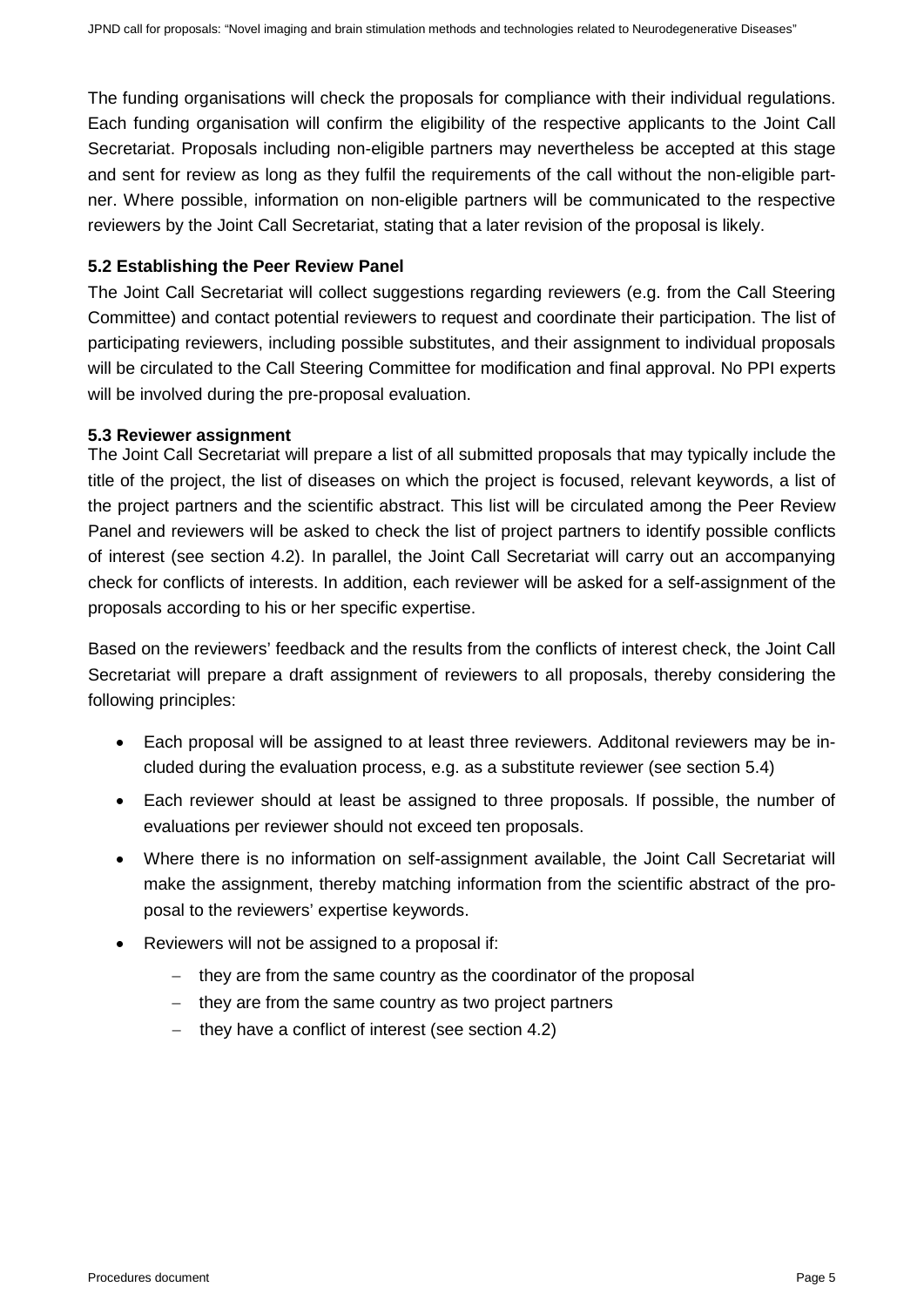The funding organisations will check the proposals for compliance with their individual regulations. Each funding organisation will confirm the eligibility of the respective applicants to the Joint Call Secretariat. Proposals including non-eligible partners may nevertheless be accepted at this stage and sent for review as long as they fulfil the requirements of the call without the non-eligible partner. Where possible, information on non-eligible partners will be communicated to the respective reviewers by the Joint Call Secretariat, stating that a later revision of the proposal is likely.

### 5.2 Establishing the Peer Review Panel

The Joint Call Secretariat will collect suggestions regarding reviewers (e.g. from the Call Steering Committee) and contact potential reviewers to request and coordinate their participation. The list of participating reviewers, including possible substitutes, and their assignment to individual proposals will be circulated to the Call Steering Committee for modification and final approval. No PPI experts will be involved during the pre-proposal evaluation.

### 5.3 Reviewer assignment

The Joint Call Secretariat will prepare a list of all submitted proposals that may typically include the title of the project, the list of diseases on which the project is focused, relevant keywords, a list of the project partners and the scientific abstract. This list will be circulated among the Peer Review Panel and reviewers will be asked to check the list of project partners to identify possible conflicts of interest (see section 4.2). In parallel, the Joint Call Secretariat will carry out an accompanying check for conflicts of interests. In addition, each reviewer will be asked for a self-assignment of the proposals according to his or her specific expertise.

Based on the reviewers' feedback and the results from the conflicts of interest check, the Joint Call Secretariat will prepare a draft assignment of reviewers to all proposals, thereby considering the following principles:

- Each proposal will be assigned to at least three reviewers. Additonal reviewers may be included during the evaluation process, e.g. as a substitute reviewer (see section 5.4)
- Each reviewer should at least be assigned to three proposals. If possible, the number of evaluations per reviewer should not exceed ten proposals.
- Where there is no information on self-assignment available, the Joint Call Secretariat will make the assignment, thereby matching information from the scientific abstract of the proposal to the reviewers' expertise keywords.
- Reviewers will not be assigned to a proposal if:
  - they are from the same country as the coordinator of the proposal
  - they are from the same country as two project partners
  - they have a conflict of interest (see section 4.2)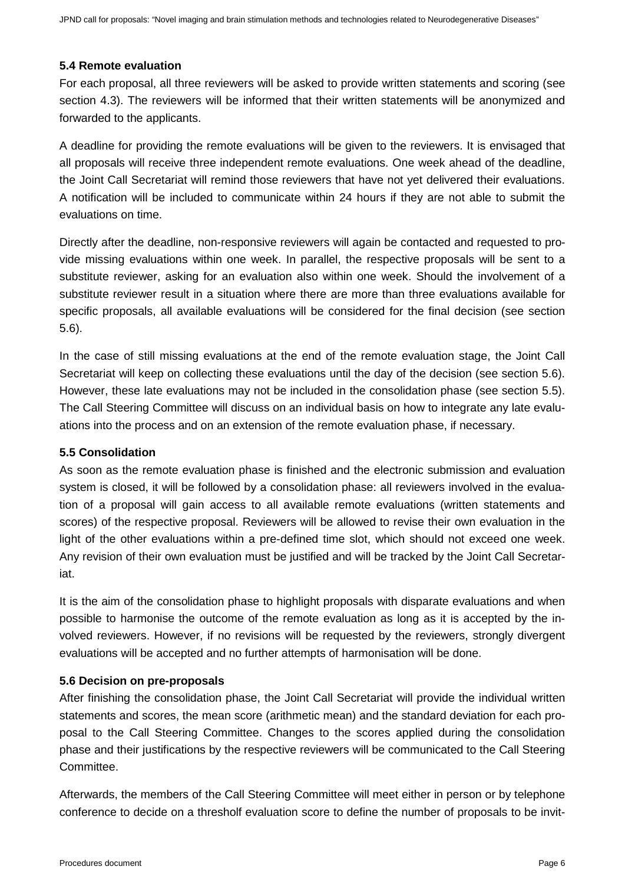### 5.4 Remote evaluation

For each proposal, all three reviewers will be asked to provide written statements and scoring (see section 4.3). The reviewers will be informed that their written statements will be anonymized and forwarded to the applicants.

A deadline for providing the remote evaluations will be given to the reviewers. It is envisaged that all proposals will receive three independent remote evaluations. One week ahead of the deadline, the Joint Call Secretariat will remind those reviewers that have not yet delivered their evaluations. A notification will be included to communicate within 24 hours if they are not able to submit the evaluations on time.

Directly after the deadline, non-responsive reviewers will again be contacted and requested to provide missing evaluations within one week. In parallel, the respective proposals will be sent to a substitute reviewer, asking for an evaluation also within one week. Should the involvement of a substitute reviewer result in a situation where there are more than three evaluations available for specific proposals, all available evaluations will be considered for the final decision (see section 5.6).

In the case of still missing evaluations at the end of the remote evaluation stage, the Joint Call Secretariat will keep on collecting these evaluations until the day of the decision (see section 5.6). However, these late evaluations may not be included in the consolidation phase (see section 5.5). The Call Steering Committee will discuss on an individual basis on how to integrate any late evaluations into the process and on an extension of the remote evaluation phase, if necessary.

### 5.5 Consolidation

As soon as the remote evaluation phase is finished and the electronic submission and evaluation system is closed, it will be followed by a consolidation phase: all reviewers involved in the evaluation of a proposal will gain access to all available remote evaluations (written statements and scores) of the respective proposal. Reviewers will be allowed to revise their own evaluation in the light of the other evaluations within a pre-defined time slot, which should not exceed one week. Any revision of their own evaluation must be justified and will be tracked by the Joint Call Secretariat.

It is the aim of the consolidation phase to highlight proposals with disparate evaluations and when possible to harmonise the outcome of the remote evaluation as long as it is accepted by the involved reviewers. However, if no revisions will be requested by the reviewers, strongly divergent evaluations will be accepted and no further attempts of harmonisation will be done.

### 5.6 Decision on pre-proposals

After finishing the consolidation phase, the Joint Call Secretariat will provide the individual written statements and scores, the mean score (arithmetic mean) and the standard deviation for each proposal to the Call Steering Committee. Changes to the scores applied during the consolidation phase and their justifications by the respective reviewers will be communicated to the Call Steering Committee.

Afterwards, the members of the Call Steering Committee will meet either in person or by telephone conference to decide on a thresholf evaluation score to define the number of proposals to be invit-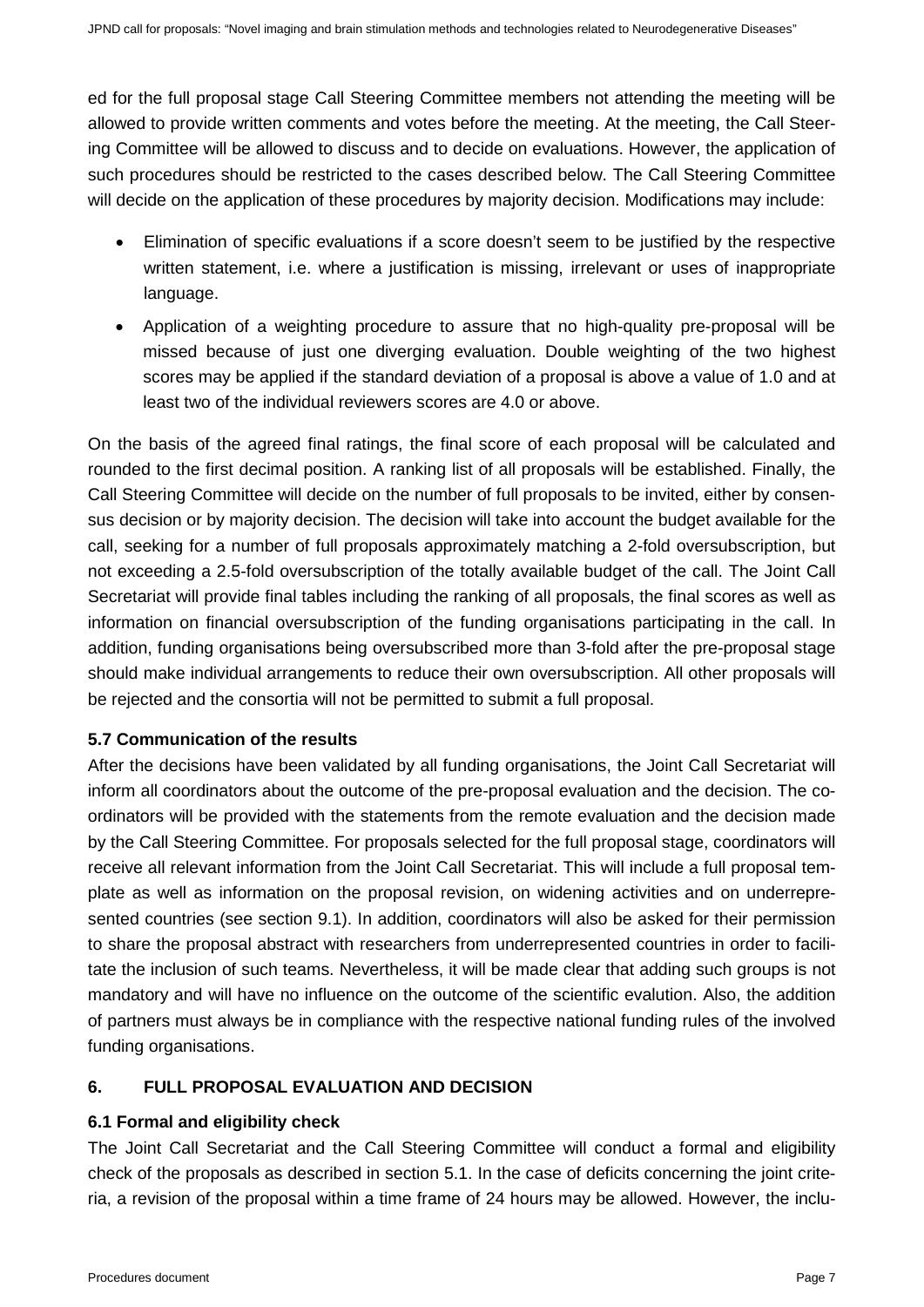ed for the full proposal stage Call Steering Committee members not attending the meeting will be allowed to provide written comments and votes before the meeting. At the meeting, the Call Steering Committee will be allowed to discuss and to decide on evaluations. However, the application of such procedures should be restricted to the cases described below. The Call Steering Committee will decide on the application of these procedures by majority decision. Modifications may include:

- Elimination of specific evaluations if a score doesn't seem to be justified by the respective written statement, i.e. where a justification is missing, irrelevant or uses of inappropriate language.
- Application of a weighting procedure to assure that no high-quality pre-proposal will be missed because of just one diverging evaluation. Double weighting of the two highest scores may be applied if the standard deviation of a proposal is above a value of 1.0 and at least two of the individual reviewers scores are 4.0 or above.

On the basis of the agreed final ratings, the final score of each proposal will be calculated and rounded to the first decimal position. A ranking list of all proposals will be established. Finally, the Call Steering Committee will decide on the number of full proposals to be invited, either by consensus decision or by majority decision. The decision will take into account the budget available for the call, seeking for a number of full proposals approximately matching a 2-fold oversubscription, but not exceeding a 2.5-fold oversubscription of the totally available budget of the call. The Joint Call Secretariat will provide final tables including the ranking of all proposals, the final scores as well as information on financial oversubscription of the funding organisations participating in the call. In addition, funding organisations being oversubscribed more than 3-fold after the pre-proposal stage should make individual arrangements to reduce their own oversubscription. All other proposals will be rejected and the consortia will not be permitted to submit a full proposal.

### 5.7 Communication of the results

After the decisions have been validated by all funding organisations, the Joint Call Secretariat will inform all coordinators about the outcome of the pre-proposal evaluation and the decision. The coordinators will be provided with the statements from the remote evaluation and the decision made by the Call Steering Committee. For proposals selected for the full proposal stage, coordinators will receive all relevant information from the Joint Call Secretariat. This will include a full proposal template as well as information on the proposal revision, on widening activities and on underrepresented countries (see section 9.1). In addition, coordinators will also be asked for their permission to share the proposal abstract with researchers from underrepresented countries in order to facilitate the inclusion of such teams. Nevertheless, it will be made clear that adding such groups is not mandatory and will have no influence on the outcome of the scientific evalution. Also, the addition of partners must always be in compliance with the respective national funding rules of the involved funding organisations.

## 6. FULL PROPOSAL EVALUATION AND DECISION

### 6.1 Formal and eligibility check

The Joint Call Secretariat and the Call Steering Committee will conduct a formal and eligibility check of the proposals as described in section 5.1. In the case of deficits concerning the joint criteria, a revision of the proposal within a time frame of 24 hours may be allowed. However, the inclu-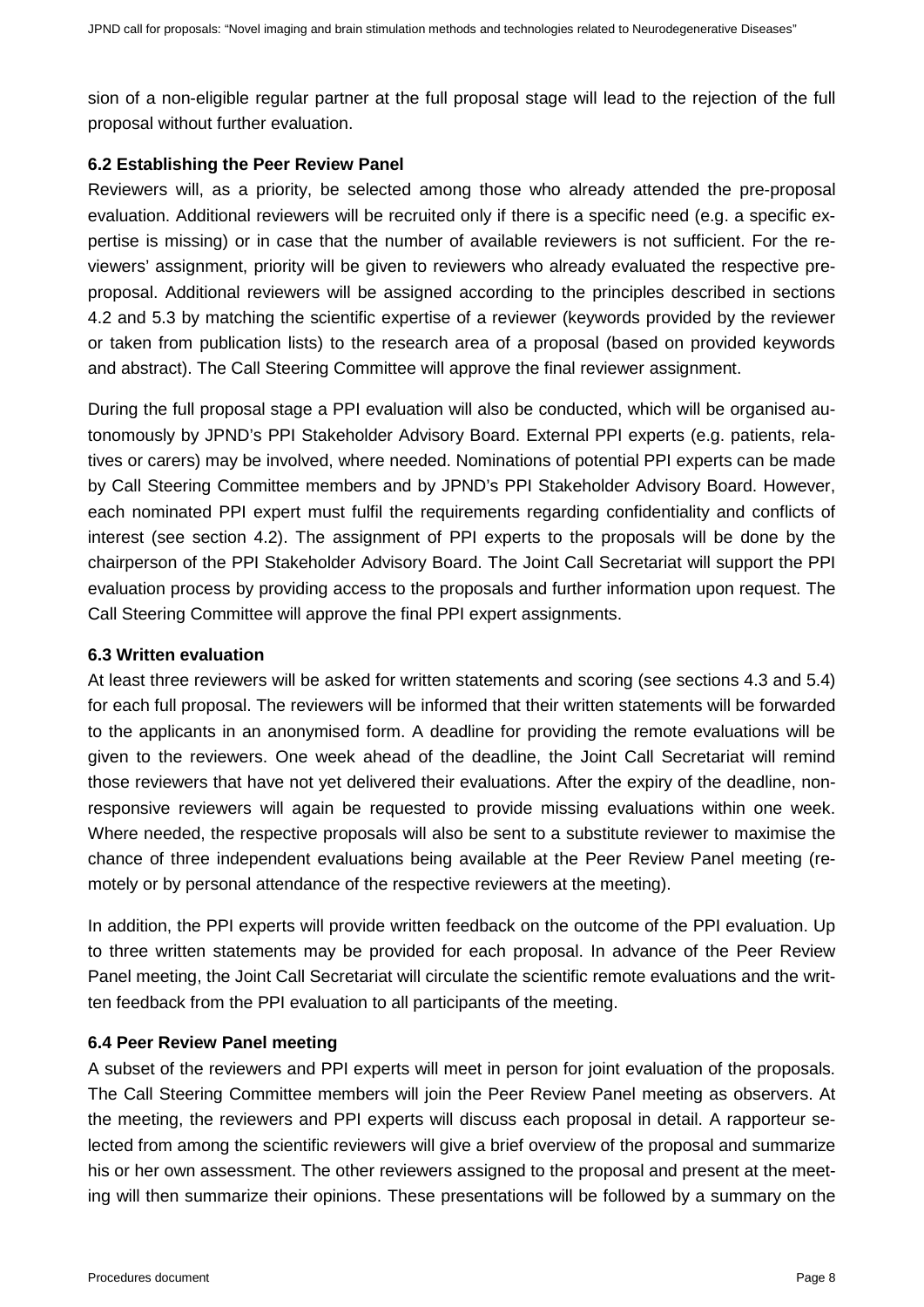sion of a non-eligible regular partner at the full proposal stage will lead to the rejection of the full proposal without further evaluation.

### 6.2 Establishing the Peer Review Panel

Reviewers will, as a priority, be selected among those who already attended the pre-proposal evaluation. Additional reviewers will be recruited only if there is a specific need (e.g. a specific expertise is missing) or in case that the number of available reviewers is not sufficient. For the reviewers' assignment, priority will be given to reviewers who already evaluated the respective pre-proposal. Additional reviewers will be assigned according to the principles described in sections 4.2 and 5.3 by matching the scientific expertise of a reviewer (keywords provided by the reviewer or taken from publication lists) to the research area of a proposal (based on provided keywords and abstract). The Call Steering Committee will approve the final reviewer assignment.

During the full proposal stage a PPI evaluation will also be conducted, which will be organised autonomously by JPND's PPI Stakeholder Advisory Board. External PPI experts (e.g. patients, relatives or carers) may be involved, where needed. Nominations of potential PPI experts can be made by Call Steering Committee members and by JPND's PPI Stakeholder Advisory Board. However, each nominated PPI expert must fulfil the requirements regarding confidentiality and conflicts of interest (see section 4.2). The assignment of PPI experts to the proposals will be done by the chairperson of the PPI Stakeholder Advisory Board. The Joint Call Secretariat will support the PPI evaluation process by providing access to the proposals and further information upon request. The Call Steering Committee will approve the final PPI expert assignments.

### 6.3 Written evaluation

At least three reviewers will be asked for written statements and scoring (see sections 4.3 and 5.4) for each full proposal. The reviewers will be informed that their written statements will be forwarded to the applicants in an anonymised form. A deadline for providing the remote evaluations will be given to the reviewers. One week ahead of the deadline, the Joint Call Secretariat will remind those reviewers that have not yet delivered their evaluations. After the expiry of the deadline, non-responsive reviewers will again be requested to provide missing evaluations within one week. Where needed, the respective proposals will also be sent to a substitute reviewer to maximise the chance of three independent evaluations being available at the Peer Review Panel meeting (remotely or by personal attendance of the respective reviewers at the meeting).

In addition, the PPI experts will provide written feedback on the outcome of the PPI evaluation. Up to three written statements may be provided for each proposal. In advance of the Peer Review Panel meeting, the Joint Call Secretariat will circulate the scientific remote evaluations and the written feedback from the PPI evaluation to all participants of the meeting.

### 6.4 Peer Review Panel meeting

A subset of the reviewers and PPI experts will meet in person for joint evaluation of the proposals. The Call Steering Committee members will join the Peer Review Panel meeting as observers. At the meeting, the reviewers and PPI experts will discuss each proposal in detail. A rapporteur selected from among the scientific reviewers will give a brief overview of the proposal and summarize his or her own assessment. The other reviewers assigned to the proposal and present at the meeting will then summarize their opinions. These presentations will be followed by a summary on the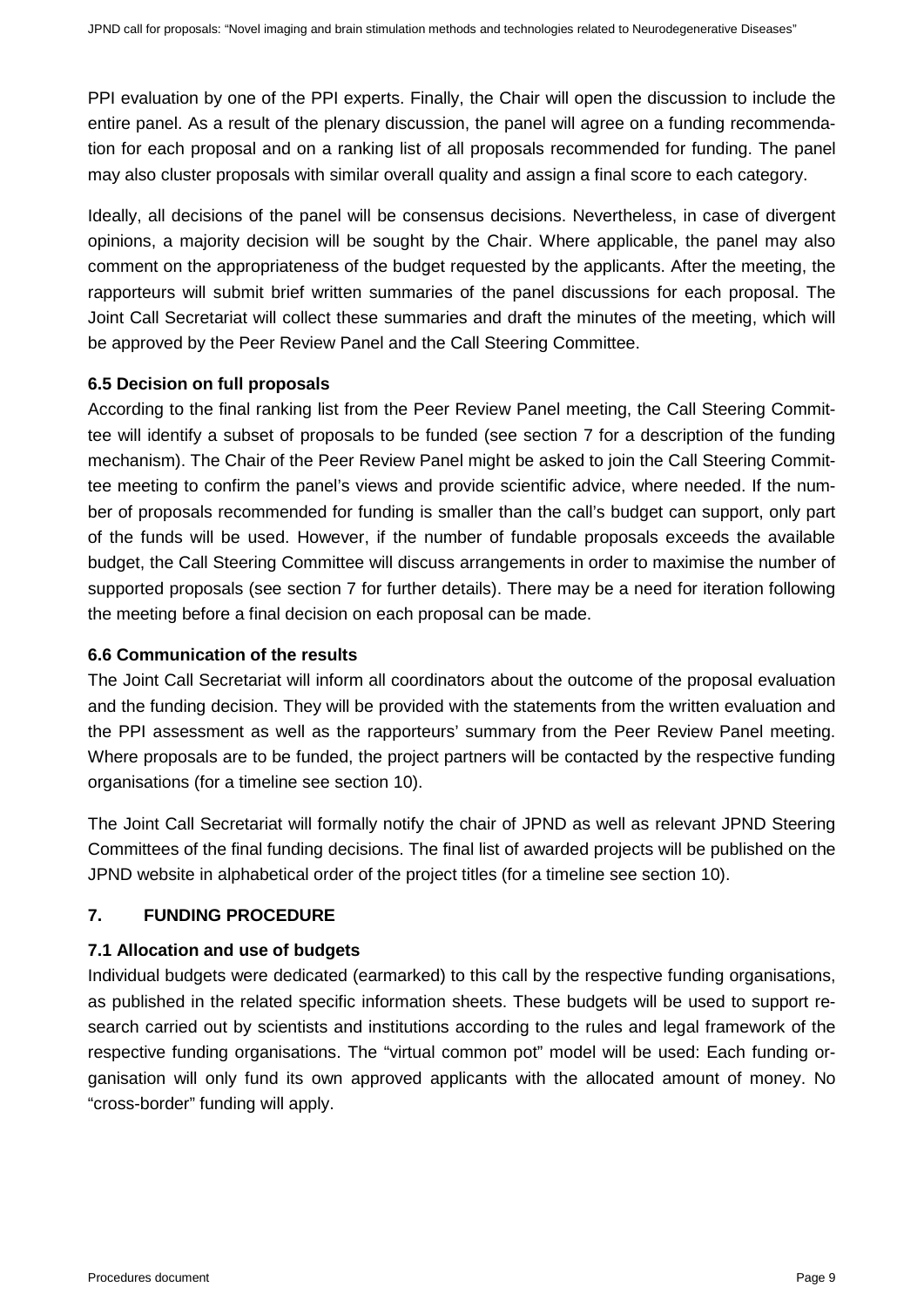PPI evaluation by one of the PPI experts. Finally, the Chair will open the discussion to include the entire panel. As a result of the plenary discussion, the panel will agree on a funding recommendation for each proposal and on a ranking list of all proposals recommended for funding. The panel may also cluster proposals with similar overall quality and assign a final score to each category.

Ideally, all decisions of the panel will be consensus decisions. Nevertheless, in case of divergent opinions, a majority decision will be sought by the Chair. Where applicable, the panel may also comment on the appropriateness of the budget requested by the applicants. After the meeting, the rapporteurs will submit brief written summaries of the panel discussions for each proposal. The Joint Call Secretariat will collect these summaries and draft the minutes of the meeting, which will be approved by the Peer Review Panel and the Call Steering Committee.

### 6.5 Decision on full proposals

According to the final ranking list from the Peer Review Panel meeting, the Call Steering Committee will identify a subset of proposals to be funded (see section 7 for a description of the funding mechanism). The Chair of the Peer Review Panel might be asked to join the Call Steering Committee meeting to confirm the panel's views and provide scientific advice, where needed. If the number of proposals recommended for funding is smaller than the call's budget can support, only part of the funds will be used. However, if the number of fundable proposals exceeds the available budget, the Call Steering Committee will discuss arrangements in order to maximise the number of supported proposals (see section 7 for further details). There may be a need for iteration following the meeting before a final decision on each proposal can be made.

### 6.6 Communication of the results

The Joint Call Secretariat will inform all coordinators about the outcome of the proposal evaluation and the funding decision. They will be provided with the statements from the written evaluation and the PPI assessment as well as the rapporteurs' summary from the Peer Review Panel meeting. Where proposals are to be funded, the project partners will be contacted by the respective funding organisations (for a timeline see section 10).

The Joint Call Secretariat will formally notify the chair of JPND as well as relevant JPND Steering Committees of the final funding decisions. The final list of awarded projects will be published on the JPND website in alphabetical order of the project titles (for a timeline see section 10).

## 7. FUNDING PROCEDURE

### 7.1 Allocation and use of budgets

Individual budgets were dedicated (earmarked) to this call by the respective funding organisations, as published in the related specific information sheets. These budgets will be used to support research carried out by scientists and institutions according to the rules and legal framework of the respective funding organisations. The "virtual common pot" model will be used: Each funding organisation will only fund its own approved applicants with the allocated amount of money. No "cross-border" funding will apply.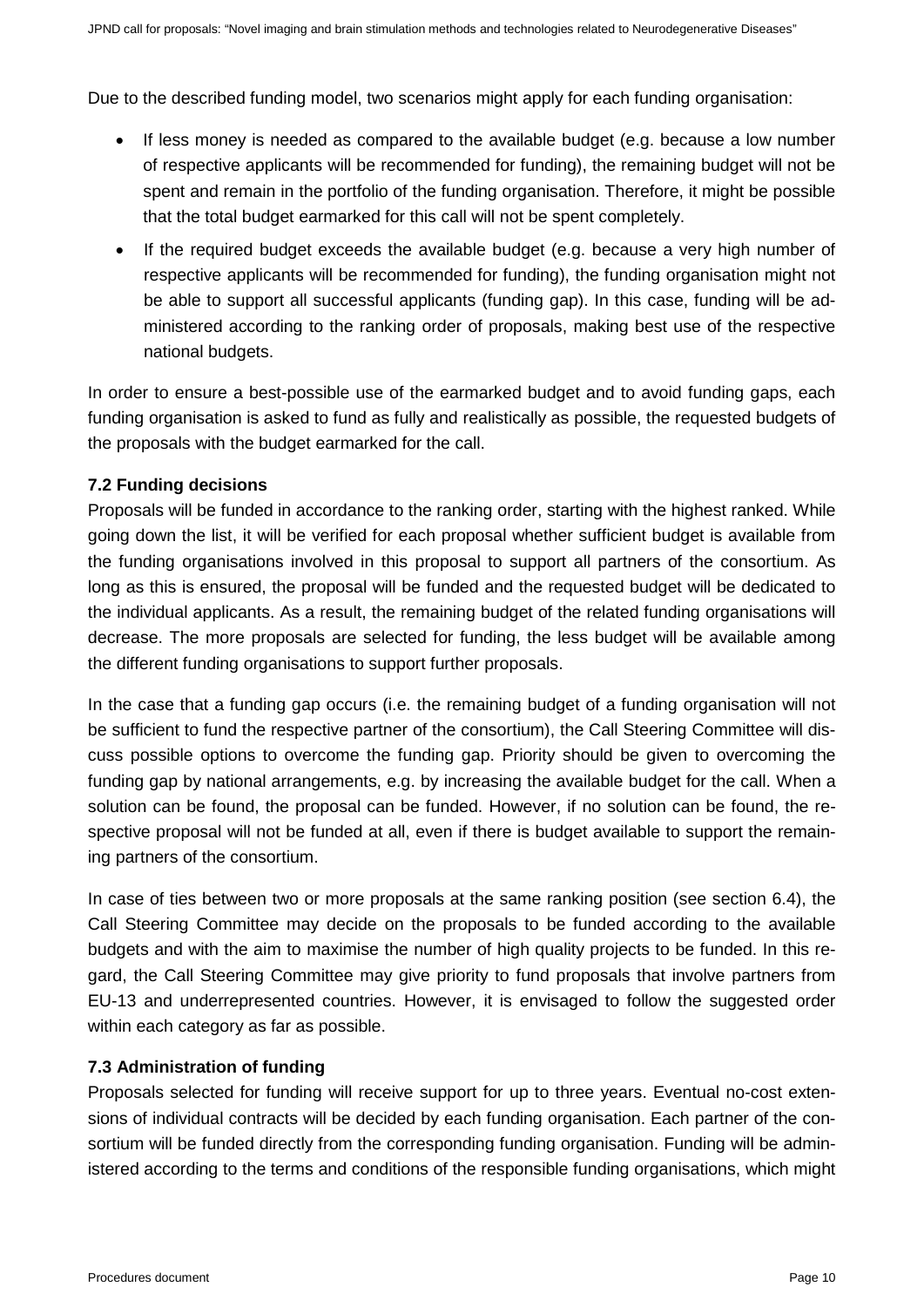Due to the described funding model, two scenarios might apply for each funding organisation:

- If less money is needed as compared to the available budget (e.g. because a low number of respective applicants will be recommended for funding), the remaining budget will not be spent and remain in the portfolio of the funding organisation. Therefore, it might be possible that the total budget earmarked for this call will not be spent completely.
- If the required budget exceeds the available budget (e.g. because a very high number of respective applicants will be recommended for funding), the funding organisation might not be able to support all successful applicants (funding gap). In this case, funding will be administered according to the ranking order of proposals, making best use of the respective national budgets.

In order to ensure a best-possible use of the earmarked budget and to avoid funding gaps, each funding organisation is asked to fund as fully and realistically as possible, the requested budgets of the proposals with the budget earmarked for the call.

### 7.2 Funding decisions

Proposals will be funded in accordance to the ranking order, starting with the highest ranked. While going down the list, it will be verified for each proposal whether sufficient budget is available from the funding organisations involved in this proposal to support all partners of the consortium. As long as this is ensured, the proposal will be funded and the requested budget will be dedicated to the individual applicants. As a result, the remaining budget of the related funding organisations will decrease. The more proposals are selected for funding, the less budget will be available among the different funding organisations to support further proposals.

In the case that a funding gap occurs (i.e. the remaining budget of a funding organisation will not be sufficient to fund the respective partner of the consortium), the Call Steering Committee will discuss possible options to overcome the funding gap. Priority should be given to overcoming the funding gap by national arrangements, e.g. by increasing the available budget for the call. When a solution can be found, the proposal can be funded. However, if no solution can be found, the respective proposal will not be funded at all, even if there is budget available to support the remaining partners of the consortium.

In case of ties between two or more proposals at the same ranking position (see section 6.4), the Call Steering Committee may decide on the proposals to be funded according to the available budgets and with the aim to maximise the number of high quality projects to be funded. In this regard, the Call Steering Committee may give priority to fund proposals that involve partners from EU-13 and underrepresented countries. However, it is envisaged to follow the suggested order within each category as far as possible.

### 7.3 Administration of funding

Proposals selected for funding will receive support for up to three years. Eventual no-cost extensions of individual contracts will be decided by each funding organisation. Each partner of the consortium will be funded directly from the corresponding funding organisation. Funding will be administered according to the terms and conditions of the responsible funding organisations, which might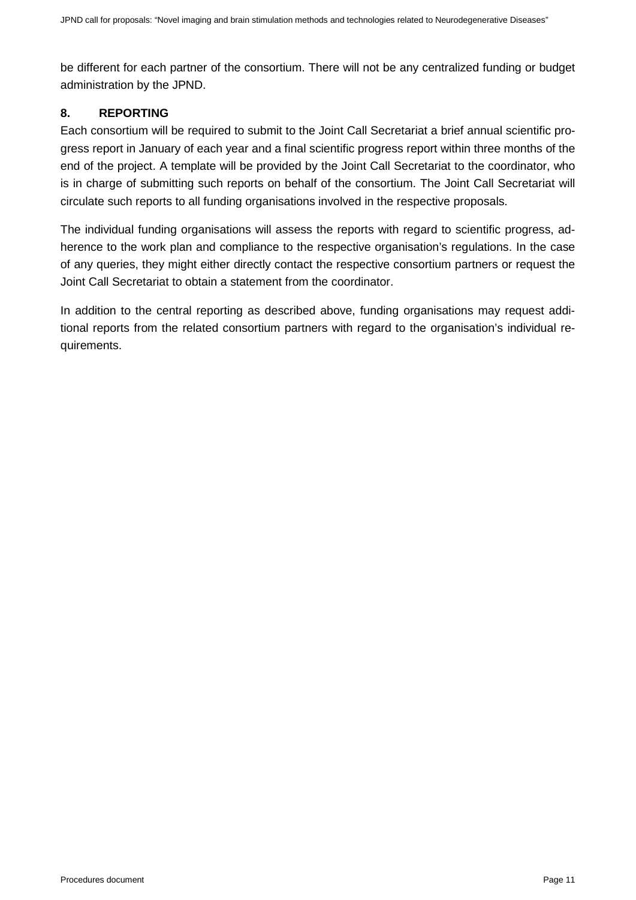be different for each partner of the consortium. There will not be any centralized funding or budget administration by the JPND.

## 8. REPORTING

Each consortium will be required to submit to the Joint Call Secretariat a brief annual scientific progress report in January of each year and a final scientific progress report within three months of the end of the project. A template will be provided by the Joint Call Secretariat to the coordinator, who is in charge of submitting such reports on behalf of the consortium. The Joint Call Secretariat will circulate such reports to all funding organisations involved in the respective proposals.

The individual funding organisations will assess the reports with regard to scientific progress, adherence to the work plan and compliance to the respective organisation's regulations. In the case of any queries, they might either directly contact the respective consortium partners or request the Joint Call Secretariat to obtain a statement from the coordinator.

In addition to the central reporting as described above, funding organisations may request additional reports from the related consortium partners with regard to the organisation's individual requirements.